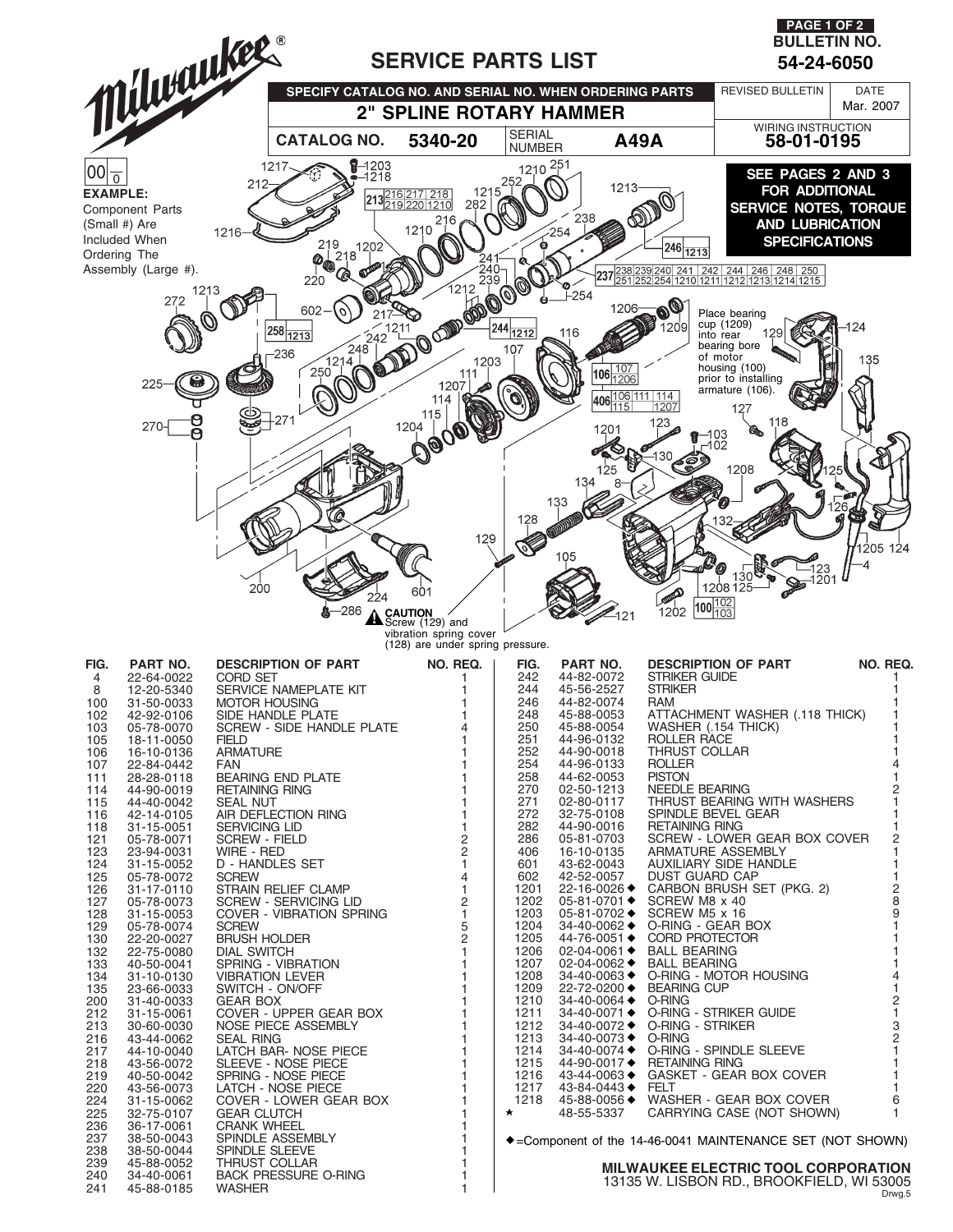# SERVICE PARTS LIST

**BULLETIN NO. 54-24-6050**

**SPECIFY CATALOG NO. AND SERIAL NO. WHEN ORDERING PARTS**

## 2" SPLINE ROTARY HAMMER

| CATALOG NO. | SERIAL NUMBER | REVISED BULLETIN | DATE | WIRING INSTRUCTION |
|---|---|---|---|---|
| 5340-20 | A49A | | Mar. 2007 | 58-01-0195 |

**EXAMPLE:** Component Parts (Small #) Are Included When Ordering The Assembly (Large #).

**SEE PAGES 2 AND 3 FOR ADDITIONAL SERVICE NOTES, TORQUE AND LUBRICATION SPECIFICATIONS**

Place bearing cup (1209) into rear bearing bore of motor housing (100) prior to installing armature (106).

**CAUTION** Screw (129) and vibration spring cover (128) are under spring pressure.

| FIG. | PART NO. | DESCRIPTION OF PART | NO. REQ. |
|---|---|---|---|
| 4 | 22-64-0022 | CORD SET | 1 |
| 8 | 12-20-5340 | SERVICE NAMEPLATE KIT | 1 |
| 100 | 31-50-0033 | MOTOR HOUSING | 1 |
| 102 | 42-92-0106 | SIDE HANDLE PLATE | 1 |
| 103 | 05-78-0070 | SCREW - SIDE HANDLE PLATE | 4 |
| 105 | 18-11-0050 | FIELD | 1 |
| 106 | 16-10-0136 | ARMATURE | 1 |
| 107 | 22-84-0442 | FAN | 1 |
| 111 | 28-28-0118 | BEARING END PLATE | 1 |
| 114 | 44-90-0019 | RETAINING RING | 1 |
| 115 | 44-40-0042 | SEAL NUT | 1 |
| 116 | 42-14-0105 | AIR DEFLECTION RING | 1 |
| 118 | 31-15-0051 | SERVICING LID | 1 |
| 121 | 05-78-0071 | SCREW - FIELD | 2 |
| 123 | 23-94-0031 | WIRE - RED | 2 |
| 124 | 31-15-0052 | D - HANDLES SET | 1 |
| 125 | 05-78-0072 | SCREW | 4 |
| 126 | 31-17-0110 | STRAIN RELIEF CLAMP | 1 |
| 127 | 05-78-0073 | SCREW - SERVICING LID | 2 |
| 128 | 31-15-0053 | COVER - VIBRATION SPRING | 1 |
| 129 | 05-78-0074 | SCREW | 5 |
| 130 | 22-20-0027 | BRUSH HOLDER | 2 |
| 132 | 22-75-0080 | DIAL SWITCH | 1 |
| 133 | 40-50-0041 | SPRING - VIBRATION | 1 |
| 134 | 31-10-0130 | VIBRATION LEVER | 1 |
| 135 | 23-66-0033 | SWITCH - ON/OFF | 1 |
| 200 | 31-40-0033 | GEAR BOX | 1 |
| 212 | 31-15-0061 | COVER - UPPER GEAR BOX | 1 |
| 213 | 30-60-0030 | NOSE PIECE ASSEMBLY | 1 |
| 216 | 43-44-0062 | SEAL RING | 1 |
| 217 | 44-10-0040 | LATCH BAR- NOSE PIECE | 1 |
| 218 | 43-56-0072 | SLEEVE - NOSE PIECE | 1 |
| 219 | 40-50-0042 | SPRING - NOSE PIECE | 1 |
| 220 | 43-56-0073 | LATCH - NOSE PIECE | 1 |
| 224 | 31-15-0062 | COVER - LOWER GEAR BOX | 1 |
| 225 | 32-75-0107 | GEAR CLUTCH | 1 |
| 236 | 36-17-0061 | CRANK WHEEL | 1 |
| 237 | 38-50-0043 | SPINDLE ASSEMBLY | 1 |
| 238 | 38-50-0044 | SPINDLE SLEEVE | 1 |
| 239 | 45-88-0052 | THRUST COLLAR | 1 |
| 240 | 34-40-0061 | BACK PRESSURE O-RING | 1 |
| 241 | 45-88-0185 | WASHER | 1 |
| 242 | 44-82-0072 | STRIKER GUIDE | 1 |
| 244 | 45-56-2527 | STRIKER | 1 |
| 246 | 44-82-0074 | RAM | 1 |
| 248 | 45-88-0053 | ATTACHMENT WASHER (.118 THICK) | 1 |
| 250 | 45-88-0054 | WASHER (.154 THICK) | 1 |
| 251 | 44-96-0132 | ROLLER RACE | 1 |
| 252 | 44-90-0018 | THRUST COLLAR | 1 |
| 254 | 44-96-0133 | ROLLER | 4 |
| 258 | 44-62-0053 | PISTON | 1 |
| 270 | 02-50-1213 | NEEDLE BEARING | 2 |
| 271 | 02-80-0117 | THRUST BEARING WITH WASHERS | 1 |
| 272 | 32-75-0108 | SPINDLE BEVEL GEAR | 1 |
| 282 | 44-90-0016 | RETAINING RING | 1 |
| 286 | 05-81-0703 | SCREW - LOWER GEAR BOX COVER | 2 |
| 406 | 16-10-0135 | ARMATURE ASSEMBLY | 1 |
| 601 | 43-62-0043 | AUXILIARY SIDE HANDLE | 1 |
| 602 | 42-52-0057 | DUST GUARD CAP | 1 |
| 1201 | 22-16-0026 ◆ | CARBON BRUSH SET (PKG. 2) | 2 |
| 1202 | 05-81-0701 ◆ | SCREW M8 x 40 | 8 |
| 1203 | 05-81-0702 ◆ | SCREW M5 x 16 | 9 |
| 1204 | 34-40-0062 ◆ | O-RING - GEAR BOX | 1 |
| 1205 | 44-76-0051 ◆ | CORD PROTECTOR | 1 |
| 1206 | 02-04-0061 ◆ | BALL BEARING | 1 |
| 1207 | 02-04-0062 ◆ | BALL BEARING | 1 |
| 1208 | 34-40-0063 ◆ | O-RING - MOTOR HOUSING | 4 |
| 1209 | 22-72-0200 ◆ | BEARING CUP | 1 |
| 1210 | 34-40-0064 ◆ | O-RING | 2 |
| 1211 | 34-40-0071 ◆ | O-RING - STRIKER GUIDE | 1 |
| 1212 | 34-40-0072 ◆ | O-RING - STRIKER | 3 |
| 1213 | 34-40-0073 ◆ | O-RING | 2 |
| 1214 | 34-40-0074 ◆ | O-RING - SPINDLE SLEEVE | 1 |
| 1215 | 44-90-0017 ◆ | RETAINING RING | 1 |
| 1216 | 43-44-0063 ◆ | GASKET - GEAR BOX COVER | 1 |
| 1217 | 43-84-0443 ◆ | FELT | 1 |
| 1218 | 45-88-0056 ◆ | WASHER - GEAR BOX COVER | 6 |
| ★ | 48-55-5337 | CARRYING CASE (NOT SHOWN) | 1 |

◆=Component of the 14-46-0041 MAINTENANCE SET (NOT SHOWN)

**MILWAUKEE ELECTRIC TOOL CORPORATION**
13135 W. LISBON RD., BROOKFIELD, WI 53005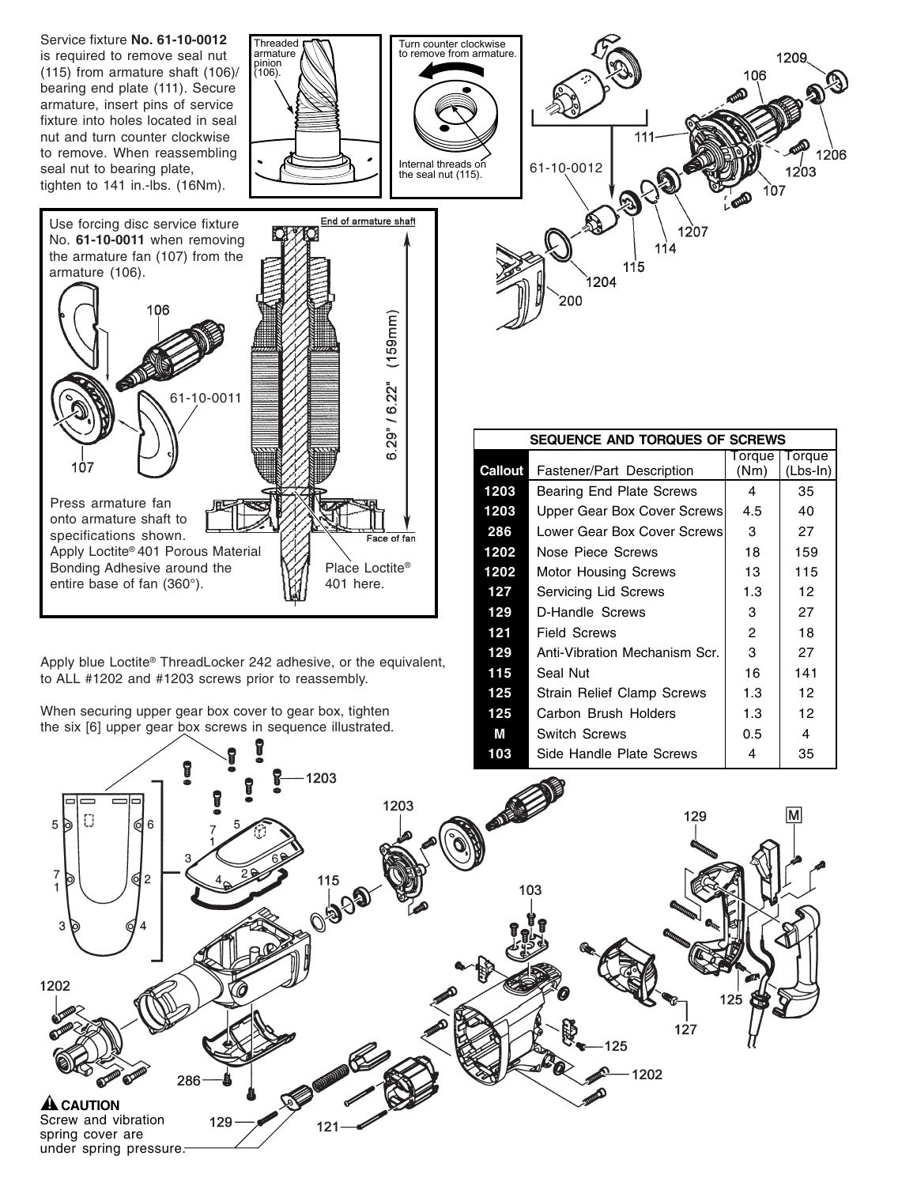Service fixture **No. 61-10-0012** is required to remove seal nut (115) from armature shaft (106)/ bearing end plate (111). Secure armature, insert pins of service fixture into holes located in seal nut and turn counter clockwise to remove. When reassembling seal nut to bearing plate, tighten to 141 in.-lbs. (16Nm).

Threaded armature pinion (106).

Turn counter clockwise to remove from armature.

Internal threads on the seal nut (115).

Use forcing disc service fixture No. **61-10-0011** when removing the armature fan (107) from the armature (106).

End of armature shaft

6.29" / 6.22" (159mm)

Face of fan

Press armature fan onto armature shaft to specifications shown. Apply Loctite® 401 Porous Material Bonding Adhesive around the entire base of fan (360°).

Place Loctite® 401 here.

Apply blue Loctite® ThreadLocker 242 adhesive, or the equivalent, to ALL #1202 and #1203 screws prior to reassembly.

When securing upper gear box cover to gear box, tighten the six [6] upper gear box screws in sequence illustrated.

| SEQUENCE AND TORQUES OF SCREWS | | | |
|---|---|---|---|
| Callout | Fastener/Part Description | Torque (Nm) | Torque (Lbs-In) |
| 1203 | Bearing End Plate Screws | 4 | 35 |
| 1203 | Upper Gear Box Cover Screws | 4.5 | 40 |
| 286 | Lower Gear Box Cover Screws | 3 | 27 |
| 1202 | Nose Piece Screws | 18 | 159 |
| 1202 | Motor Housing Screws | 13 | 115 |
| 127 | Servicing Lid Screws | 1.3 | 12 |
| 129 | D-Handle Screws | 3 | 27 |
| 121 | Field Screws | 2 | 18 |
| 129 | Anti-Vibration Mechanism Scr. | 3 | 27 |
| 115 | Seal Nut | 16 | 141 |
| 125 | Strain Relief Clamp Screws | 1.3 | 12 |
| 125 | Carbon Brush Holders | 1.3 | 12 |
| M | Switch Screws | 0.5 | 4 |
| 103 | Side Handle Plate Screws | 4 | 35 |

**⚠ CAUTION**
Screw and vibration spring cover are under spring pressure.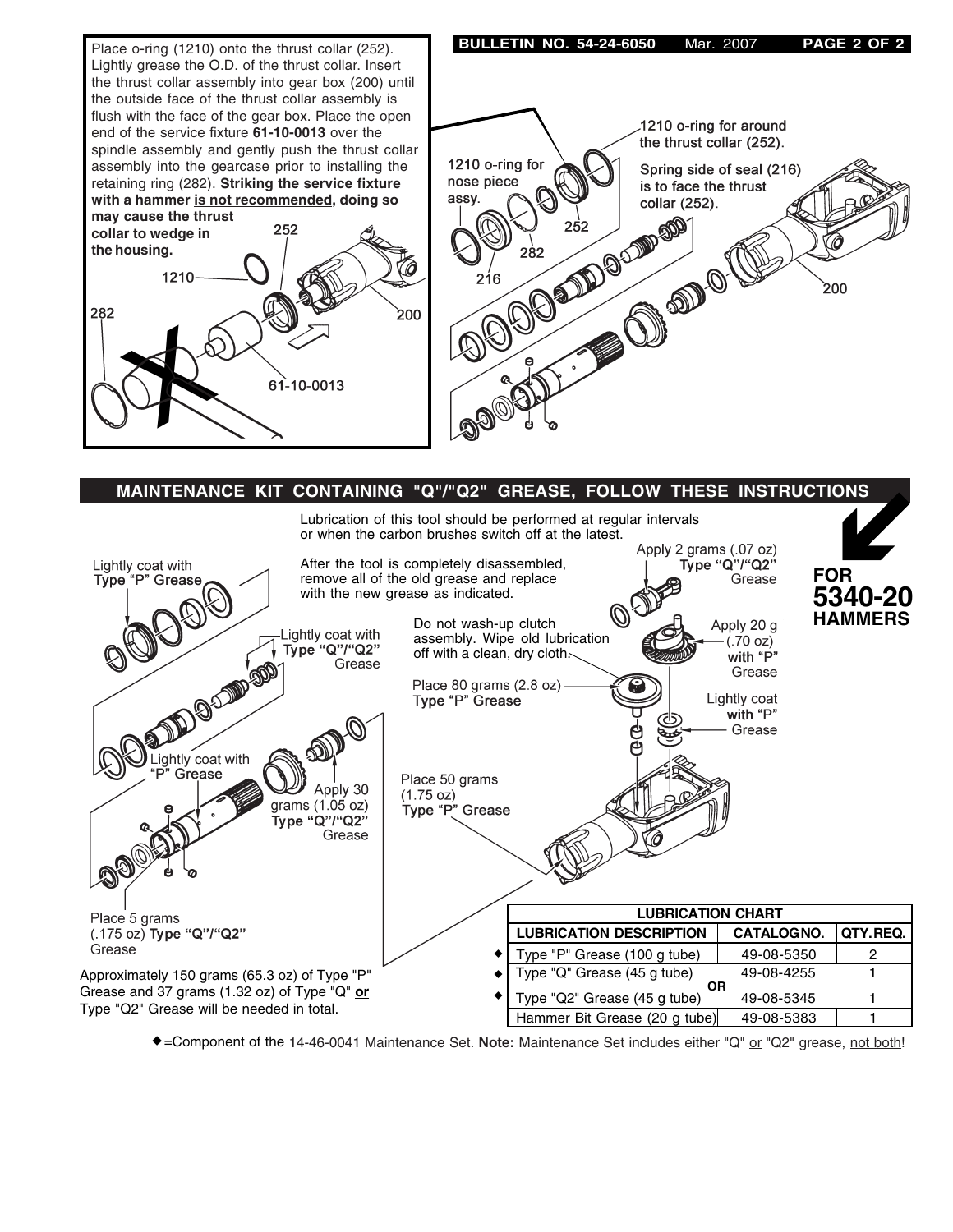Place o-ring (1210) onto the thrust collar (252). Lightly grease the O.D. of the thrust collar. Insert the thrust collar assembly into gear box (200) until the outside face of the thrust collar assembly is flush with the face of the gear box. Place the open end of the service fixture **61-10-0013** over the spindle assembly and gently push the thrust collar assembly into the gearcase prior to installing the retaining ring (282). **Striking the service fixture with a hammer is not recommended, doing so may cause the thrust collar to wedge in the housing.**

252
1210
282
200
61-10-0013

1210 o-ring for nose piece assy.
252
282
216
1210 o-ring for around the thrust collar (252).
Spring side of seal (216) is to face the thrust collar (252).
200

## MAINTENANCE KIT CONTAINING "Q"/"Q2" GREASE, FOLLOW THESE INSTRUCTIONS

**FOR 5340-20 HAMMERS**

Lubrication of this tool should be performed at regular intervals or when the carbon brushes switch off at the latest.

After the tool is completely disassembled, remove all of the old grease and replace with the new grease as indicated.

Do not wash-up clutch assembly. Wipe old lubrication off with a clean, dry cloth.

Lightly coat with **Type "P" Grease**

Lightly coat with **Type "Q"/"Q2"** Grease

Lightly coat with **"P" Grease**

Apply 30 grams (1.05 oz) **Type "Q"/"Q2"** Grease

Place 5 grams (.175 oz) **Type "Q"/"Q2"** Grease

Place 80 grams (2.8 oz) **Type "P" Grease**

Place 50 grams (1.75 oz) **Type "P" Grease**

Apply 2 grams (.07 oz) **Type "Q"/"Q2"** Grease

Apply 20 g (.70 oz) **with "P"** Grease

Lightly coat **with "P"** Grease

Approximately 150 grams (65.3 oz) of Type "P" Grease and 37 grams (1.32 oz) of Type "Q" **or** Type "Q2" Grease will be needed in total.

| LUBRICATION CHART | | |
|---|---|---|
| **LUBRICATION DESCRIPTION** | **CATALOG NO.** | **QTY. REQ.** |
| ◆ Type "P" Grease (100 g tube) | 49-08-5350 | 2 |
| ◆ Type "Q" Grease (45 g tube) | 49-08-4255 | 1 |
| **OR** | | |
| ◆ Type "Q2" Grease (45 g tube) | 49-08-5345 | 1 |
| Hammer Bit Grease (20 g tube) | 49-08-5383 | 1 |

◆ =Component of the 14-46-0041 Maintenance Set. **Note:** Maintenance Set includes either "Q" or "Q2" grease, not both!